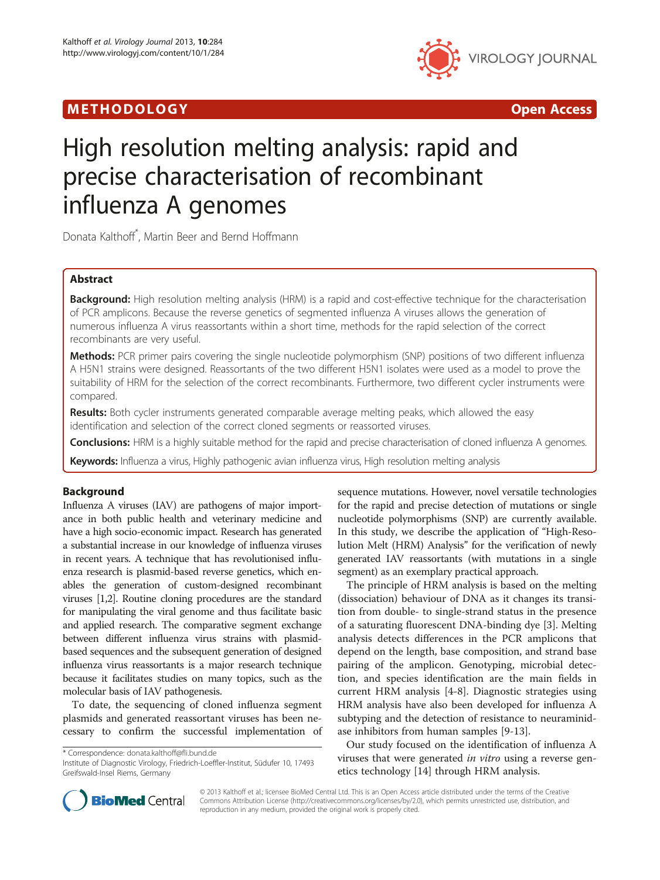METHODOLOGY | Open Access

# High resolution melting analysis: rapid and precise characterisation of recombinant influenza A genomes

Donata Kalthoff*, Martin Beer and Bernd Hoffmann

## Abstract

**Background:** High resolution melting analysis (HRM) is a rapid and cost-effective technique for the characterisation of PCR amplicons. Because the reverse genetics of segmented influenza A viruses allows the generation of numerous influenza A virus reassortants within a short time, methods for the rapid selection of the correct recombinants are very useful.

**Methods:** PCR primer pairs covering the single nucleotide polymorphism (SNP) positions of two different influenza A H5N1 strains were designed. Reassortants of the two different H5N1 isolates were used as a model to prove the suitability of HRM for the selection of the correct recombinants. Furthermore, two different cycler instruments were compared.

**Results:** Both cycler instruments generated comparable average melting peaks, which allowed the easy identification and selection of the correct cloned segments or reassorted viruses.

**Conclusions:** HRM is a highly suitable method for the rapid and precise characterisation of cloned influenza A genomes.

**Keywords:** Influenza a virus, Highly pathogenic avian influenza virus, High resolution melting analysis

## Background

Influenza A viruses (IAV) are pathogens of major importance in both public health and veterinary medicine and have a high socio-economic impact. Research has generated a substantial increase in our knowledge of influenza viruses in recent years. A technique that has revolutionised influenza research is plasmid-based reverse genetics, which enables the generation of custom-designed recombinant viruses [1,2]. Routine cloning procedures are the standard for manipulating the viral genome and thus facilitate basic and applied research. The comparative segment exchange between different influenza virus strains with plasmid-based sequences and the subsequent generation of designed influenza virus reassortants is a major research technique because it facilitates studies on many topics, such as the molecular basis of IAV pathogenesis.

To date, the sequencing of cloned influenza segment plasmids and generated reassortant viruses has been necessary to confirm the successful implementation of sequence mutations. However, novel versatile technologies for the rapid and precise detection of mutations or single nucleotide polymorphisms (SNP) are currently available. In this study, we describe the application of "High-Resolution Melt (HRM) Analysis" for the verification of newly generated IAV reassortants (with mutations in a single segment) as an exemplary practical approach.

The principle of HRM analysis is based on the melting (dissociation) behaviour of DNA as it changes its transition from double- to single-strand status in the presence of a saturating fluorescent DNA-binding dye [3]. Melting analysis detects differences in the PCR amplicons that depend on the length, base composition, and strand base pairing of the amplicon. Genotyping, microbial detection, and species identification are the main fields in current HRM analysis [4-8]. Diagnostic strategies using HRM analysis have also been developed for influenza A subtyping and the detection of resistance to neuraminidase inhibitors from human samples [9-13].

Our study focused on the identification of influenza A viruses that were generated *in vitro* using a reverse genetics technology [14] through HRM analysis.

* Correspondence: donata.kalthoff@fli.bund.de
Institute of Diagnostic Virology, Friedrich-Loeffler-Institut, Südufer 10, 17493 Greifswald-Insel Riems, Germany

© 2013 Kalthoff et al.; licensee BioMed Central Ltd. This is an Open Access article distributed under the terms of the Creative Commons Attribution License (http://creativecommons.org/licenses/by/2.0), which permits unrestricted use, distribution, and reproduction in any medium, provided the original work is properly cited.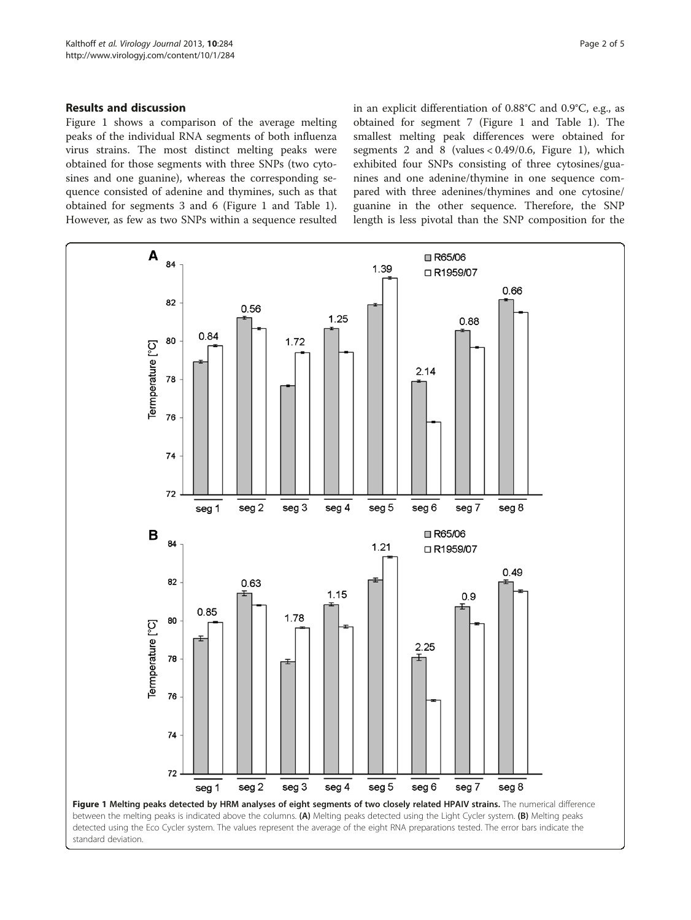## Results and discussion

Figure 1 shows a comparison of the average melting peaks of the individual RNA segments of both influenza virus strains. The most distinct melting peaks were obtained for those segments with three SNPs (two cytosines and one guanine), whereas the corresponding sequence consisted of adenine and thymines, such as that obtained for segments 3 and 6 (Figure 1 and Table 1). However, as few as two SNPs within a sequence resulted in an explicit differentiation of 0.88°C and 0.9°C, e.g., as obtained for segment 7 (Figure 1 and Table 1). The smallest melting peak differences were obtained for segments 2 and 8 (values < 0.49/0.6, Figure 1), which exhibited four SNPs consisting of three cytosines/guanines and one adenine/thymine in one sequence compared with three adenines/thymines and one cytosine/guanine in the other sequence. Therefore, the SNP length is less pivotal than the SNP composition for the

**Figure 1 Melting peaks detected by HRM analyses of eight segments of two closely related HPAIV strains.** The numerical difference between the melting peaks is indicated above the columns. **(A)** Melting peaks detected using the Light Cycler system. **(B)** Melting peaks detected using the Eco Cycler system. The values represent the average of the eight RNA preparations tested. The error bars indicate the standard deviation.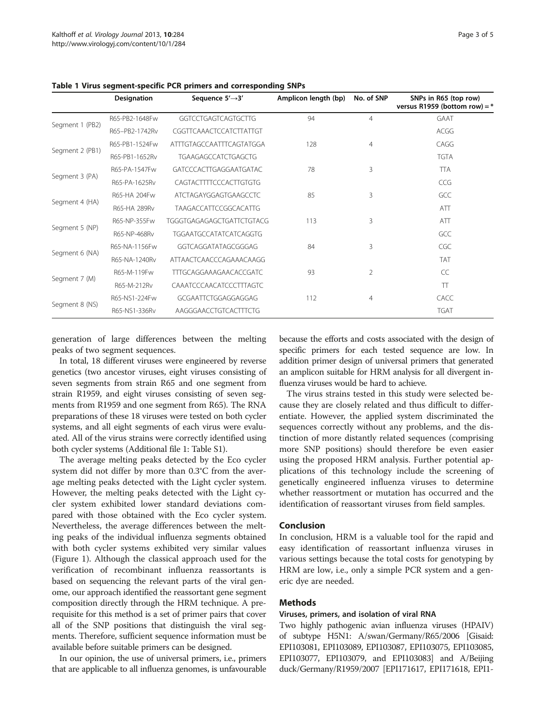**Table 1 Virus segment-specific PCR primers and corresponding SNPs**

| | Designation | Sequence 5′→3′ | Amplicon length (bp) | No. of SNP | SNPs in R65 (top row) versus R1959 (bottom row) = * |
|---|---|---|---|---|---|
| Segment 1 (PB2) | R65-PB2-1648Fw | GGTCCTGAGTCAGTGCTTG | 94 | 4 | GAAT |
| | R65–PB2-1742Rv | CGGTTCAAACTCCATCTTATTGT | | | ACGG |
| Segment 2 (PB1) | R65-PB1-1524Fw | ATTTGTAGCCAATTTCAGTATGGA | 128 | 4 | CAGG |
| | R65-PB1-1652Rv | TGAAGAGCCATCTGAGCTG | | | TGTA |
| Segment 3 (PA) | R65-PA-1547Fw | GATCCCACTTGAGGAATGATAC | 78 | 3 | TTA |
| | R65-PA-1625Rv | CAGTACTTTTCCCACTTGTGTG | | | CCG |
| Segment 4 (HA) | R65-HA 204Fw | ATCTAGAYGGAGTGAAGCCTC | 85 | 3 | GCC |
| | R65-HA 289Rv | TAAGACCATTCCGGCACATTG | | | ATT |
| Segment 5 (NP) | R65-NP-355Fw | TGGGTGAGAGAGCTGATTCTGTACG | 113 | 3 | ATT |
| | R65-NP-468Rv | TGGAATGCCATATCATCAGGTG | | | GCC |
| Segment 6 (NA) | R65-NA-1156Fw | GGTCAGGATATAGCGGGAG | 84 | 3 | CGC |
| | R65-NA-1240Rv | ATTAACTCAACCCAGAAACAAGG | | | TAT |
| Segment 7 (M) | R65-M-119Fw | TTTGCAGGAAAGAACACCGATC | 93 | 2 | CC |
| | R65-M-212Rv | CAAATCCCAACATCCCTTTAGTC | | | TT |
| Segment 8 (NS) | R65-NS1-224Fw | GCGAATTCTGGAGGAGGAG | 112 | 4 | CACC |
| | R65-NS1-336Rv | AAGGGAACCTGTCACTTTCTG | | | TGAT |

generation of large differences between the melting peaks of two segment sequences.

In total, 18 different viruses were engineered by reverse genetics (two ancestor viruses, eight viruses consisting of seven segments from strain R65 and one segment from strain R1959, and eight viruses consisting of seven segments from R1959 and one segment from R65). The RNA preparations of these 18 viruses were tested on both cycler systems, and all eight segments of each virus were evaluated. All of the virus strains were correctly identified using both cycler systems (Additional file 1: Table S1).

The average melting peaks detected by the Eco cycler system did not differ by more than 0.3°C from the average melting peaks detected with the Light cycler system. However, the melting peaks detected with the Light cycler system exhibited lower standard deviations compared with those obtained with the Eco cycler system. Nevertheless, the average differences between the melting peaks of the individual influenza segments obtained with both cycler systems exhibited very similar values (Figure 1). Although the classical approach used for the verification of recombinant influenza reassortants is based on sequencing the relevant parts of the viral genome, our approach identified the reassortant gene segment composition directly through the HRM technique. A prerequisite for this method is a set of primer pairs that cover all of the SNP positions that distinguish the viral segments. Therefore, sufficient sequence information must be available before suitable primers can be designed.

In our opinion, the use of universal primers, i.e., primers that are applicable to all influenza genomes, is unfavourable because the efforts and costs associated with the design of specific primers for each tested sequence are low. In addition primer design of universal primers that generated an amplicon suitable for HRM analysis for all divergent influenza viruses would be hard to achieve.

The virus strains tested in this study were selected because they are closely related and thus difficult to differentiate. However, the applied system discriminated the sequences correctly without any problems, and the distinction of more distantly related sequences (comprising more SNP positions) should therefore be even easier using the proposed HRM analysis. Further potential applications of this technology include the screening of genetically engineered influenza viruses to determine whether reassortment or mutation has occurred and the identification of reassortant viruses from field samples.

## Conclusion

In conclusion, HRM is a valuable tool for the rapid and easy identification of reassortant influenza viruses in various settings because the total costs for genotyping by HRM are low, i.e., only a simple PCR system and a generic dye are needed.

## Methods

### Viruses, primers, and isolation of viral RNA

Two highly pathogenic avian influenza viruses (HPAIV) of subtype H5N1: A/swan/Germany/R65/2006 [Gisaid: EPI103081, EPI103089, EPI103087, EPI103075, EPI103085, EPI103077, EPI103079, and EPI103083] and A/Beijing duck/Germany/R1959/2007 [EPI171617, EPI171618, EPI1-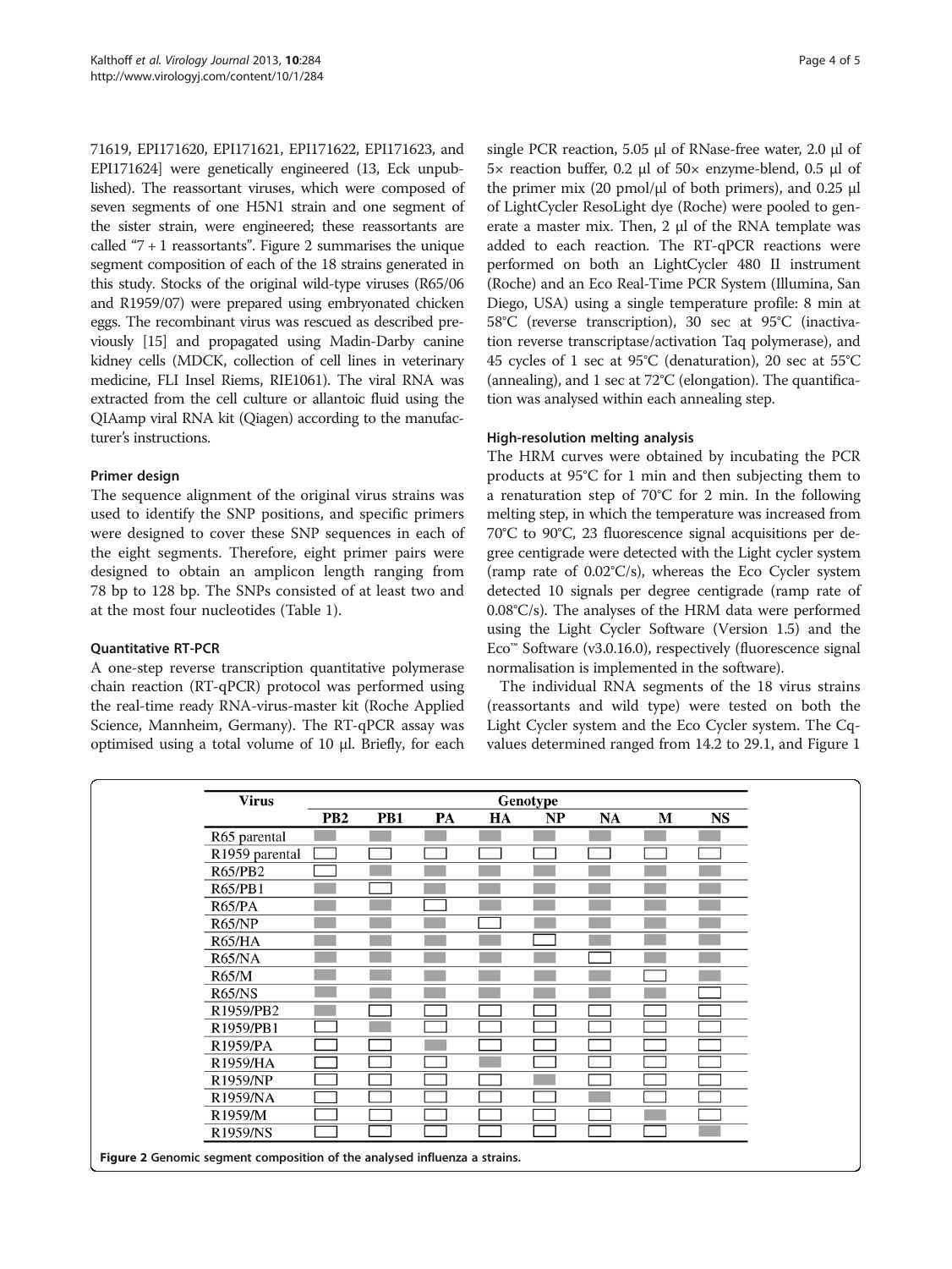71619, EPI171620, EPI171621, EPI171622, EPI171623, and EPI171624] were genetically engineered (13, Eck unpublished). The reassortant viruses, which were composed of seven segments of one H5N1 strain and one segment of the sister strain, were engineered; these reassortants are called "7 + 1 reassortants". Figure 2 summarises the unique segment composition of each of the 18 strains generated in this study. Stocks of the original wild-type viruses (R65/06 and R1959/07) were prepared using embryonated chicken eggs. The recombinant virus was rescued as described previously [15] and propagated using Madin-Darby canine kidney cells (MDCK, collection of cell lines in veterinary medicine, FLI Insel Riems, RIE1061). The viral RNA was extracted from the cell culture or allantoic fluid using the QIAamp viral RNA kit (Qiagen) according to the manufacturer's instructions.

### Primer design

The sequence alignment of the original virus strains was used to identify the SNP positions, and specific primers were designed to cover these SNP sequences in each of the eight segments. Therefore, eight primer pairs were designed to obtain an amplicon length ranging from 78 bp to 128 bp. The SNPs consisted of at least two and at the most four nucleotides (Table 1).

### Quantitative RT-PCR

A one-step reverse transcription quantitative polymerase chain reaction (RT-qPCR) protocol was performed using the real-time ready RNA-virus-master kit (Roche Applied Science, Mannheim, Germany). The RT-qPCR assay was optimised using a total volume of 10 μl. Briefly, for each single PCR reaction, 5.05 μl of RNase-free water, 2.0 μl of 5× reaction buffer, 0.2 μl of 50× enzyme-blend, 0.5 μl of the primer mix (20 pmol/μl of both primers), and 0.25 μl of LightCycler ResoLight dye (Roche) were pooled to generate a master mix. Then, 2 μl of the RNA template was added to each reaction. The RT-qPCR reactions were performed on both an LightCycler 480 II instrument (Roche) and an Eco Real-Time PCR System (Illumina, San Diego, USA) using a single temperature profile: 8 min at 58°C (reverse transcription), 30 sec at 95°C (inactivation reverse transcriptase/activation Taq polymerase), and 45 cycles of 1 sec at 95°C (denaturation), 20 sec at 55°C (annealing), and 1 sec at 72°C (elongation). The quantification was analysed within each annealing step.

### High-resolution melting analysis

The HRM curves were obtained by incubating the PCR products at 95°C for 1 min and then subjecting them to a renaturation step of 70°C for 2 min. In the following melting step, in which the temperature was increased from 70°C to 90°C, 23 fluorescence signal acquisitions per degree centigrade were detected with the Light cycler system (ramp rate of 0.02°C/s), whereas the Eco Cycler system detected 10 signals per degree centigrade (ramp rate of 0.08°C/s). The analyses of the HRM data were performed using the Light Cycler Software (Version 1.5) and the Eco™ Software (v3.0.16.0), respectively (fluorescence signal normalisation is implemented in the software).

The individual RNA segments of the 18 virus strains (reassortants and wild type) were tested on both the Light Cycler system and the Eco Cycler system. The Cq-values determined ranged from 14.2 to 29.1, and Figure 1

| Virus | Genotype | | | | | | | |
|---|---|---|---|---|---|---|---|---|
| | PB2 | PB1 | PA | HA | NP | NA | M | NS |
| R65 parental | ■ | ■ | ■ | ■ | ■ | ■ | ■ | ■ |
| R1959 parental | □ | □ | □ | □ | □ | □ | □ | □ |
| R65/PB2 | □ | ■ | ■ | ■ | ■ | ■ | ■ | ■ |
| R65/PB1 | ■ | □ | ■ | ■ | ■ | ■ | ■ | ■ |
| R65/PA | ■ | ■ | □ | ■ | ■ | ■ | ■ | ■ |
| R65/NP | ■ | ■ | ■ | □ | ■ | ■ | ■ | ■ |
| R65/HA | ■ | ■ | ■ | ■ | □ | ■ | ■ | ■ |
| R65/NA | ■ | ■ | ■ | ■ | ■ | □ | ■ | ■ |
| R65/M | ■ | ■ | ■ | ■ | ■ | ■ | □ | ■ |
| R65/NS | ■ | ■ | ■ | ■ | ■ | ■ | ■ | □ |
| R1959/PB2 | ■ | □ | □ | □ | □ | □ | □ | □ |
| R1959/PB1 | □ | ■ | □ | □ | □ | □ | □ | □ |
| R1959/PA | □ | □ | ■ | □ | □ | □ | □ | □ |
| R1959/HA | □ | □ | □ | ■ | □ | □ | □ | □ |
| R1959/NP | □ | □ | □ | □ | ■ | □ | □ | □ |
| R1959/NA | □ | □ | □ | □ | □ | ■ | □ | □ |
| R1959/M | □ | □ | □ | □ | □ | □ | ■ | □ |
| R1959/NS | □ | □ | □ | □ | □ | □ | □ | ■ |

**Figure 2** Genomic segment composition of the analysed influenza a strains.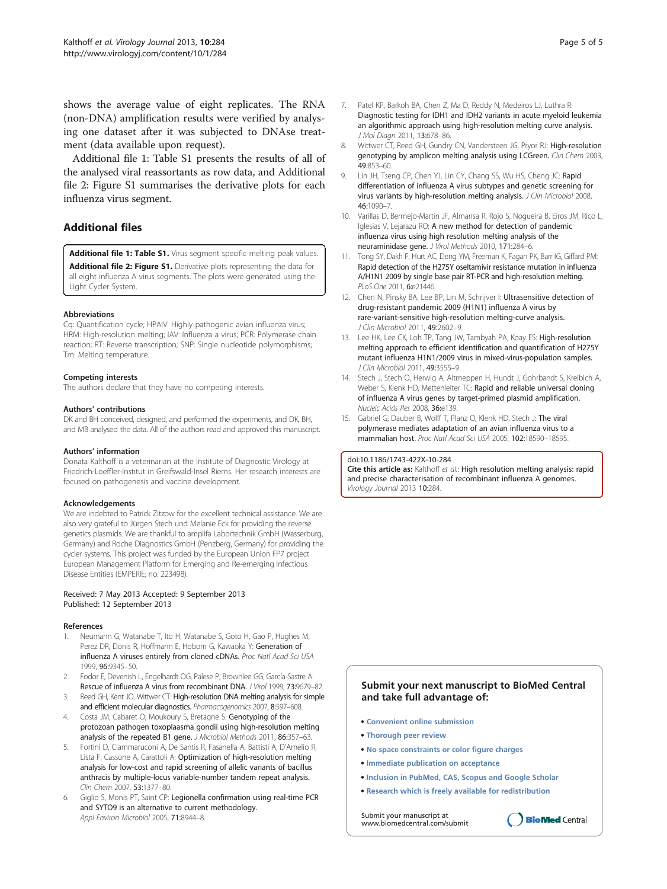shows the average value of eight replicates. The RNA (non-DNA) amplification results were verified by analysing one dataset after it was subjected to DNAse treatment (data available upon request).

Additional file 1: Table S1 presents the results of all of the analysed viral reassortants as row data, and Additional file 2: Figure S1 summarises the derivative plots for each influenza virus segment.

## Additional files

**Additional file 1: Table S1.** Virus segment specific melting peak values.

**Additional file 2: Figure S1.** Derivative plots representing the data for all eight influenza A virus segments. The plots were generated using the Light Cycler System.

#### Abbreviations

Cq: Quantification cycle; HPAIV: Highly pathogenic avian influenza virus; HRM: High-resolution melting; IAV: Influenza a virus; PCR: Polymerase chain reaction; RT: Reverse transcription; SNP: Single nucleotide polymorphisms; Tm: Melting temperature.

#### Competing interests

The authors declare that they have no competing interests.

#### Authors' contributions

DK and BH conceived, designed, and performed the experiments, and DK, BH, and MB analysed the data. All of the authors read and approved this manuscript.

#### Authors' information

Donata Kalthoff is a veterinarian at the Institute of Diagnostic Virology at Friedrich-Loeffler-Institut in Greifswald-Insel Riems. Her research interests are focused on pathogenesis and vaccine development.

#### Acknowledgements

We are indebted to Patrick Zitzow for the excellent technical assistance. We are also very grateful to Jürgen Stech und Melanie Eck for providing the reverse genetics plasmids. We are thankful to amplifa Labortechnik GmbH (Wasserburg, Germany) and Roche Diagnostics GmbH (Penzberg, Germany) for providing the cycler systems. This project was funded by the European Union FP7 project European Management Platform for Emerging and Re-emerging Infectious Disease Entities (EMPERIE; no. 223498).

Received: 7 May 2013 Accepted: 9 September 2013
Published: 12 September 2013

#### References

1. Neumann G, Watanabe T, Ito H, Watanabe S, Goto H, Gao P, Hughes M, Perez DR, Donis R, Hoffmann E, Hobom G, Kawaoka Y: **Generation of influenza A viruses entirely from cloned cDNAs.** *Proc Natl Acad Sci USA* 1999, **96:**9345–50.
2. Fodor E, Devenish L, Engelhardt OG, Palese P, Brownlee GG, García-Sastre A: **Rescue of influenza A virus from recombinant DNA.** *J Virol* 1999, **73:**9679–82.
3. Reed GH, Kent JO, Wittwer CT: **High-resolution DNA melting analysis for simple and efficient molecular diagnostics.** *Pharmacogenomics* 2007, **8:**597–608.
4. Costa JM, Cabaret O, Moukoury S, Bretagne S: **Genotyping of the protozoan pathogen toxoplaasma gondii using high-resolution melting analysis of the repeated B1 gene.** *J Microbiol Methods* 2011, **86:**357–63.
5. Fortini D, Ciammaruconi A, De Santis R, Fasanella A, Battisti A, D'Amelio R, Lista F, Cassone A, Carattoli A: **Optimization of high-resolution melting analysis for low-cost and rapid screening of allelic variants of bacillus anthracis by multiple-locus variable-number tandem repeat analysis.** *Clin Chem* 2007, **53:**1377–80.
6. Giglio S, Monis PT, Saint CP: **Legionella confirmation using real-time PCR and SYTO9 is an alternative to current methodology.** *Appl Environ Microbiol* 2005, **71:**8944–8.
7. Patel KP, Barkoh BA, Chen Z, Ma D, Reddy N, Medeiros LJ, Luthra R: **Diagnostic testing for IDH1 and IDH2 variants in acute myeloid leukemia an algorithmic approach using high-resolution melting curve analysis.** *J Mol Diagn* 2011, **13:**678–86.
8. Wittwer CT, Reed GH, Gundry CN, Vandersteen JG, Pryor RJ: **High-resolution genotyping by amplicon melting analysis using LCGreen.** *Clin Chem* 2003, **49:**853–60.
9. Lin JH, Tseng CP, Chen YJ, Lin CY, Chang SS, Wu HS, Cheng JC: **Rapid differentiation of influenza A virus subtypes and genetic screening for virus variants by high-resolution melting analysis.** *J Clin Microbiol* 2008, **46:**1090–7.
10. Varillas D, Bermejo-Martin JF, Almansa R, Rojo S, Nogueira B, Eiros JM, Rico L, Iglesias V, Lejarazu RO: **A new method for detection of pandemic influenza virus using high resolution melting analysis of the neuraminidase gene.** *J Virol Methods* 2010, **171:**284–6.
11. Tong SY, Dakh F, Hurt AC, Deng YM, Freeman K, Fagan PK, Barr IG, Giffard PM: **Rapid detection of the H275Y oseltamivir resistance mutation in influenza A/H1N1 2009 by single base pair RT-PCR and high-resolution melting.** *PLoS One* 2011, **6:**e21446.
12. Chen N, Pinsky BA, Lee BP, Lin M, Schrijver I: **Ultrasensitive detection of drug-resistant pandemic 2009 (H1N1) influenza A virus by rare-variant-sensitive high-resolution melting-curve analysis.** *J Clin Microbiol* 2011, **49:**2602–9.
13. Lee HK, Lee CK, Loh TP, Tang JW, Tambyah PA, Koay ES: **High-resolution melting approach to efficient identification and quantification of H275Y mutant influenza H1N1/2009 virus in mixed-virus-population samples.** *J Clin Microbiol* 2011, **49:**3555–9.
14. Stech J, Stech O, Herwig A, Altmeppen H, Hundt J, Gohrbandt S, Kreibich A, Weber S, Klenk HD, Mettenleiter TC: **Rapid and reliable universal cloning of influenza A virus genes by target-primed plasmid amplification.** *Nucleic Acids Res* 2008, **36:**e139.
15. Gabriel G, Dauber B, Wolff T, Planz O, Klenk HD, Stech J: **The viral polymerase mediates adaptation of an avian influenza virus to a mammalian host.** *Proc Natl Acad Sci USA* 2005, **102:**18590–18595.

doi:10.1186/1743-422X-10-284
**Cite this article as:** Kalthoff *et al.*: High resolution melting analysis: rapid and precise characterisation of recombinant influenza A genomes. *Virology Journal* 2013 **10**:284.